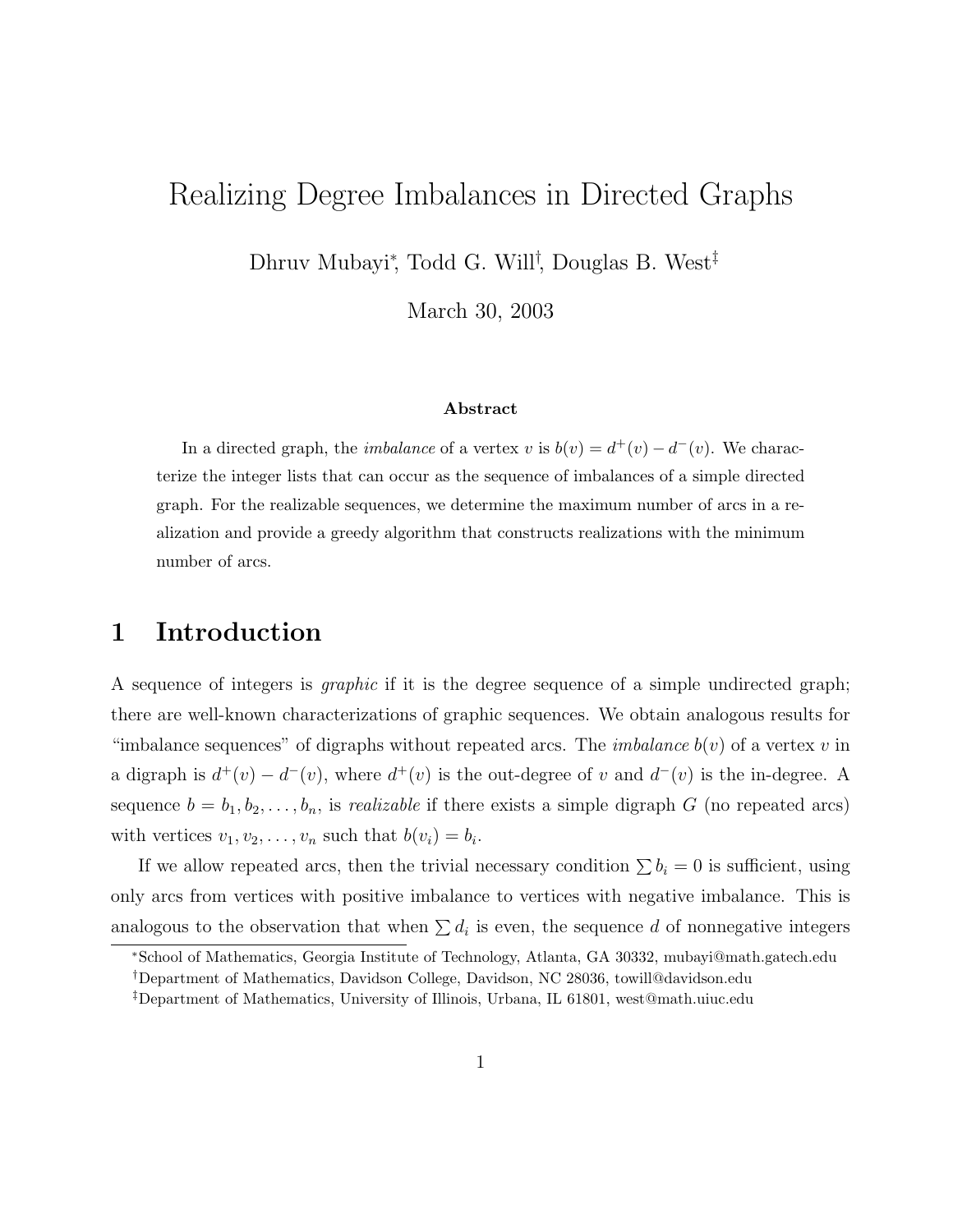# Realizing Degree Imbalances in Directed Graphs

Dhruv Mubayi[*], Todd G. Will[†], Douglas B. West[‡]

March 30, 2003

### Abstract

In a directed graph, the *imbalance* of a vertex $v$ is $b(v) = d^+(v) - d^-(v)$. We characterize the integer lists that can occur as the sequence of imbalances of a simple directed graph. For the realizable sequences, we determine the maximum number of arcs in a realization and provide a greedy algorithm that constructs realizations with the minimum number of arcs.

## 1 Introduction

A sequence of integers is *graphic* if it is the degree sequence of a simple undirected graph; there are well-known characterizations of graphic sequences. We obtain analogous results for "imbalance sequences" of digraphs without repeated arcs. The *imbalance* $b(v)$ of a vertex $v$ in a digraph is $d^+(v) - d^-(v)$, where $d^+(v)$ is the out-degree of $v$ and $d^-(v)$ is the in-degree. A sequence $b = b_1, b_2, \ldots, b_n$, is *realizable* if there exists a simple digraph $G$ (no repeated arcs) with vertices $v_1, v_2, \ldots, v_n$ such that $b(v_i) = b_i$.

If we allow repeated arcs, then the trivial necessary condition $\sum b_i = 0$ is sufficient, using only arcs from vertices with positive imbalance to vertices with negative imbalance. This is analogous to the observation that when $\sum d_i$ is even, the sequence $d$ of nonnegative integers

[*] School of Mathematics, Georgia Institute of Technology, Atlanta, GA 30332, mubayi@math.gatech.edu

[†] Department of Mathematics, Davidson College, Davidson, NC 28036, towill@davidson.edu

[‡] Department of Mathematics, University of Illinois, Urbana, IL 61801, west@math.uiuc.edu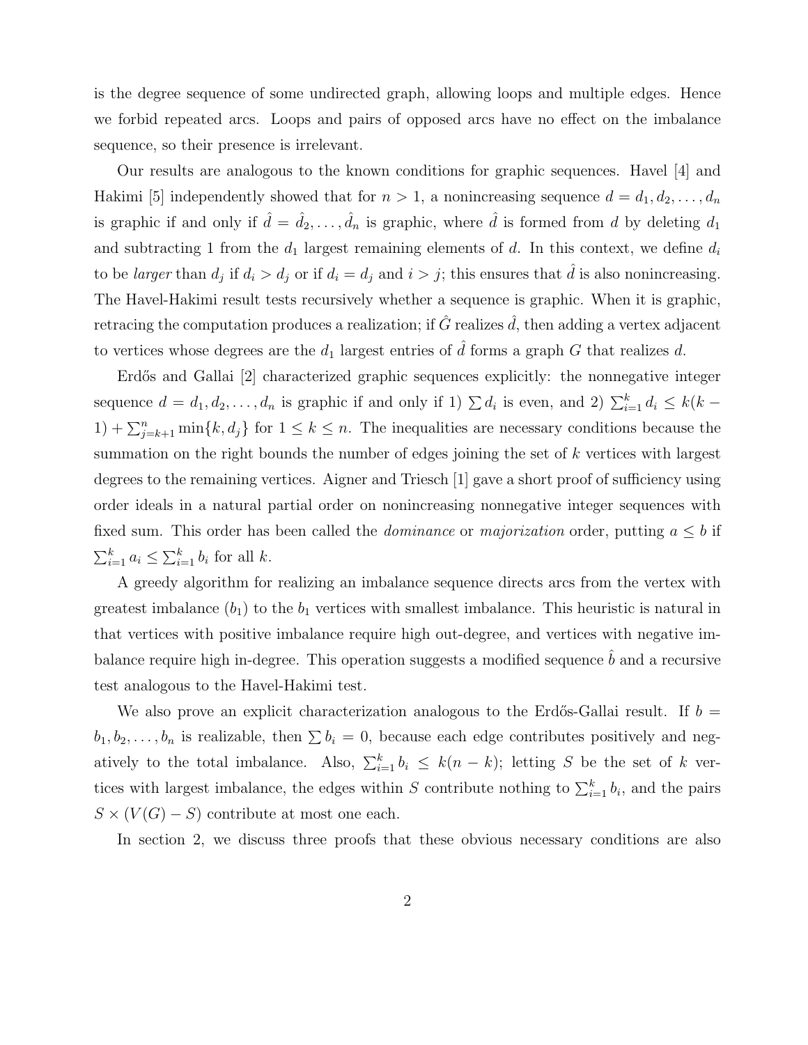is the degree sequence of some undirected graph, allowing loops and multiple edges. Hence we forbid repeated arcs. Loops and pairs of opposed arcs have no effect on the imbalance sequence, so their presence is irrelevant.

Our results are analogous to the known conditions for graphic sequences. Havel [4] and Hakimi [5] independently showed that for $n > 1$, a nonincreasing sequence $d = d_1, d_2, \ldots, d_n$ is graphic if and only if $\hat{d} = \hat{d}_2, \ldots, \hat{d}_n$ is graphic, where $\hat{d}$ is formed from $d$ by deleting $d_1$ and subtracting 1 from the $d_1$ largest remaining elements of $d$. In this context, we define $d_i$ to be *larger* than $d_j$ if $d_i > d_j$ or if $d_i = d_j$ and $i > j$; this ensures that $\hat{d}$ is also nonincreasing. The Havel-Hakimi result tests recursively whether a sequence is graphic. When it is graphic, retracing the computation produces a realization; if $\hat{G}$ realizes $\hat{d}$, then adding a vertex adjacent to vertices whose degrees are the $d_1$ largest entries of $\hat{d}$ forms a graph $G$ that realizes $d$.

Erdős and Gallai [2] characterized graphic sequences explicitly: the nonnegative integer sequence $d = d_1, d_2, \ldots, d_n$ is graphic if and only if 1) $\sum d_i$ is even, and 2) $\sum_{i=1}^{k} d_i \leq k(k-1) + \sum_{j=k+1}^{n} \min\{k, d_j\}$ for $1 \leq k \leq n$. The inequalities are necessary conditions because the summation on the right bounds the number of edges joining the set of $k$ vertices with largest degrees to the remaining vertices. Aigner and Triesch [1] gave a short proof of sufficiency using order ideals in a natural partial order on nonincreasing nonnegative integer sequences with fixed sum. This order has been called the *dominance* or *majorization* order, putting $a \leq b$ if $\sum_{i=1}^{k} a_i \leq \sum_{i=1}^{k} b_i$ for all $k$.

A greedy algorithm for realizing an imbalance sequence directs arcs from the vertex with greatest imbalance ($b_1$) to the $b_1$ vertices with smallest imbalance. This heuristic is natural in that vertices with positive imbalance require high out-degree, and vertices with negative imbalance require high in-degree. This operation suggests a modified sequence $\hat{b}$ and a recursive test analogous to the Havel-Hakimi test.

We also prove an explicit characterization analogous to the Erdős-Gallai result. If $b = b_1, b_2, \ldots, b_n$ is realizable, then $\sum b_i = 0$, because each edge contributes positively and negatively to the total imbalance. Also, $\sum_{i=1}^{k} b_i \leq k(n-k)$; letting $S$ be the set of $k$ vertices with largest imbalance, the edges within $S$ contribute nothing to $\sum_{i=1}^{k} b_i$, and the pairs $S \times (V(G) - S)$ contribute at most one each.

In section 2, we discuss three proofs that these obvious necessary conditions are also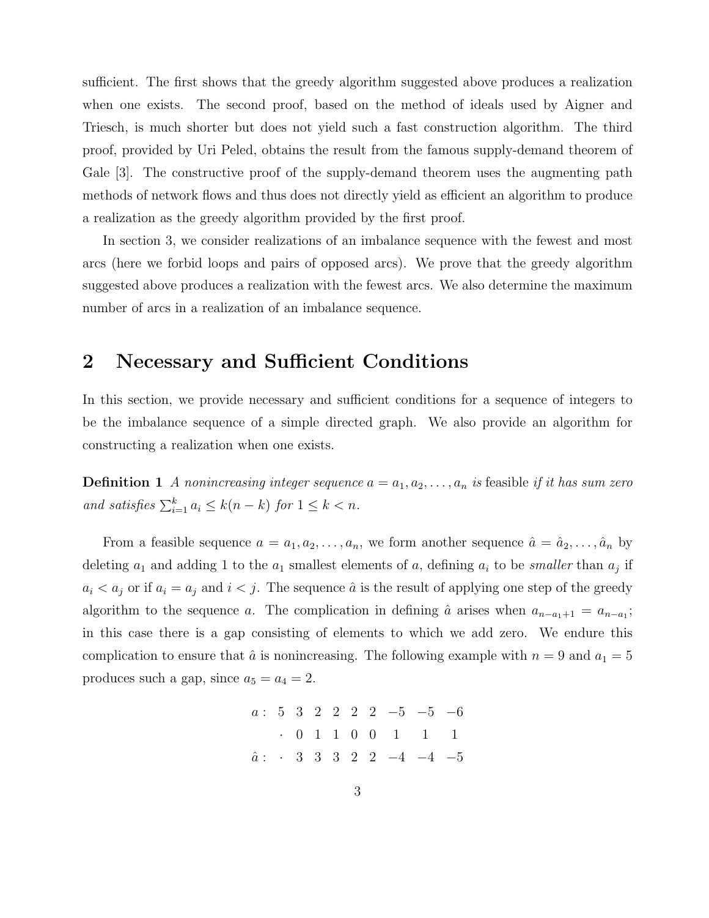sufficient. The first shows that the greedy algorithm suggested above produces a realization when one exists. The second proof, based on the method of ideals used by Aigner and Triesch, is much shorter but does not yield such a fast construction algorithm. The third proof, provided by Uri Peled, obtains the result from the famous supply-demand theorem of Gale [3]. The constructive proof of the supply-demand theorem uses the augmenting path methods of network flows and thus does not directly yield as efficient an algorithm to produce a realization as the greedy algorithm provided by the first proof.

In section 3, we consider realizations of an imbalance sequence with the fewest and most arcs (here we forbid loops and pairs of opposed arcs). We prove that the greedy algorithm suggested above produces a realization with the fewest arcs. We also determine the maximum number of arcs in a realization of an imbalance sequence.

## 2 Necessary and Sufficient Conditions

In this section, we provide necessary and sufficient conditions for a sequence of integers to be the imbalance sequence of a simple directed graph. We also provide an algorithm for constructing a realization when one exists.

**Definition 1** *A nonincreasing integer sequence $a = a_1, a_2, \ldots, a_n$ is* feasible *if it has sum zero and satisfies $\sum_{i=1}^{k} a_i \leq k(n-k)$ for $1 \leq k < n$.*

From a feasible sequence $a = a_1, a_2, \ldots, a_n$, we form another sequence $\hat{a} = \hat{a}_2, \ldots, \hat{a}_n$ by deleting $a_1$ and adding 1 to the $a_1$ smallest elements of $a$, defining $a_i$ to be *smaller* than $a_j$ if $a_i < a_j$ or if $a_i = a_j$ and $i < j$. The sequence $\hat{a}$ is the result of applying one step of the greedy algorithm to the sequence $a$. The complication in defining $\hat{a}$ arises when $a_{n-a_1+1} = a_{n-a_1}$; in this case there is a gap consisting of elements to which we add zero. We endure this complication to ensure that $\hat{a}$ is nonincreasing. The following example with $n = 9$ and $a_1 = 5$ produces such a gap, since $a_5 = a_4 = 2$.

$$
\begin{array}{rrrrrrrrrr}
a: & 5 & 3 & 2 & 2 & 2 & 2 & -5 & -5 & -6 \\
 & \cdot & 0 & 1 & 1 & 0 & 0 & 1 & 1 & 1 \\
\hat{a}: & \cdot & 3 & 3 & 3 & 2 & 2 & -4 & -4 & -5
\end{array}
$$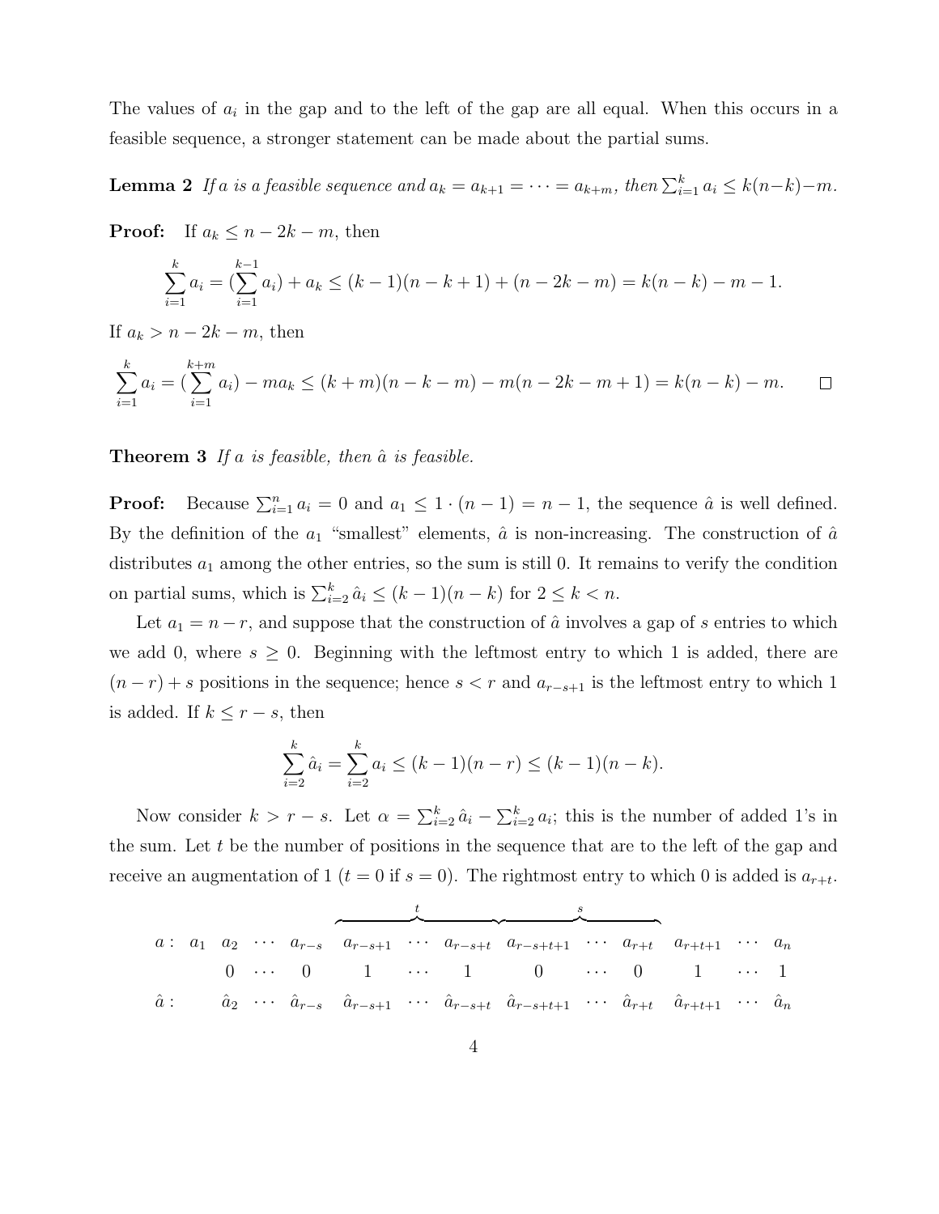The values of $a_i$ in the gap and to the left of the gap are all equal. When this occurs in a feasible sequence, a stronger statement can be made about the partial sums.

**Lemma 2** *If $a$ is a feasible sequence and $a_k = a_{k+1} = \cdots = a_{k+m}$, then $\sum_{i=1}^{k} a_i \le k(n-k)-m$.*

**Proof:** If $a_k \le n-2k-m$, then

$$\sum_{i=1}^{k} a_i = (\sum_{i=1}^{k-1} a_i) + a_k \le (k-1)(n-k+1) + (n-2k-m) = k(n-k) - m - 1.$$

If $a_k > n-2k-m$, then

$$\sum_{i=1}^{k} a_i = (\sum_{i=1}^{k+m} a_i) - m a_k \le (k+m)(n-k-m) - m(n-2k-m+1) = k(n-k) - m. \qquad \square$$

**Theorem 3** *If $a$ is feasible, then $\hat{a}$ is feasible.*

**Proof:** Because $\sum_{i=1}^{n} a_i = 0$ and $a_1 \le 1 \cdot (n-1) = n-1$, the sequence $\hat{a}$ is well defined. By the definition of the $a_1$ "smallest" elements, $\hat{a}$ is non-increasing. The construction of $\hat{a}$ distributes $a_1$ among the other entries, so the sum is still 0. It remains to verify the condition on partial sums, which is $\sum_{i=2}^{k} \hat{a}_i \le (k-1)(n-k)$ for $2 \le k < n$.

Let $a_1 = n-r$, and suppose that the construction of $\hat{a}$ involves a gap of $s$ entries to which we add 0, where $s \ge 0$. Beginning with the leftmost entry to which 1 is added, there are $(n-r)+s$ positions in the sequence; hence $s < r$ and $a_{r-s+1}$ is the leftmost entry to which 1 is added. If $k \le r-s$, then

$$\sum_{i=2}^{k} \hat{a}_i = \sum_{i=2}^{k} a_i \le (k-1)(n-r) \le (k-1)(n-k).$$

Now consider $k > r-s$. Let $\alpha = \sum_{i=2}^{k} \hat{a}_i - \sum_{i=2}^{k} a_i$; this is the number of added 1's in the sum. Let $t$ be the number of positions in the sequence that are to the left of the gap and receive an augmentation of 1 ($t = 0$ if $s = 0$). The rightmost entry to which 0 is added is $a_{r+t}$.

$$\begin{array}{lcccccccccccccc}
 & & & & & \overbrace{\qquad\qquad\qquad}^{t} & & & \overbrace{\qquad\qquad\qquad}^{s} & & & & & \\
a: & a_1 & a_2 & \cdots & a_{r-s} & a_{r-s+1} & \cdots & a_{r-s+t} & a_{r-s+t+1} & \cdots & a_{r+t} & a_{r+t+1} & \cdots & a_n \\
 & & 0 & \cdots & 0 & 1 & \cdots & 1 & 0 & \cdots & 0 & 1 & \cdots & 1 \\
\hat{a}: & & \hat{a}_2 & \cdots & \hat{a}_{r-s} & \hat{a}_{r-s+1} & \cdots & \hat{a}_{r-s+t} & \hat{a}_{r-s+t+1} & \cdots & \hat{a}_{r+t} & \hat{a}_{r+t+1} & \cdots & \hat{a}_n
\end{array}$$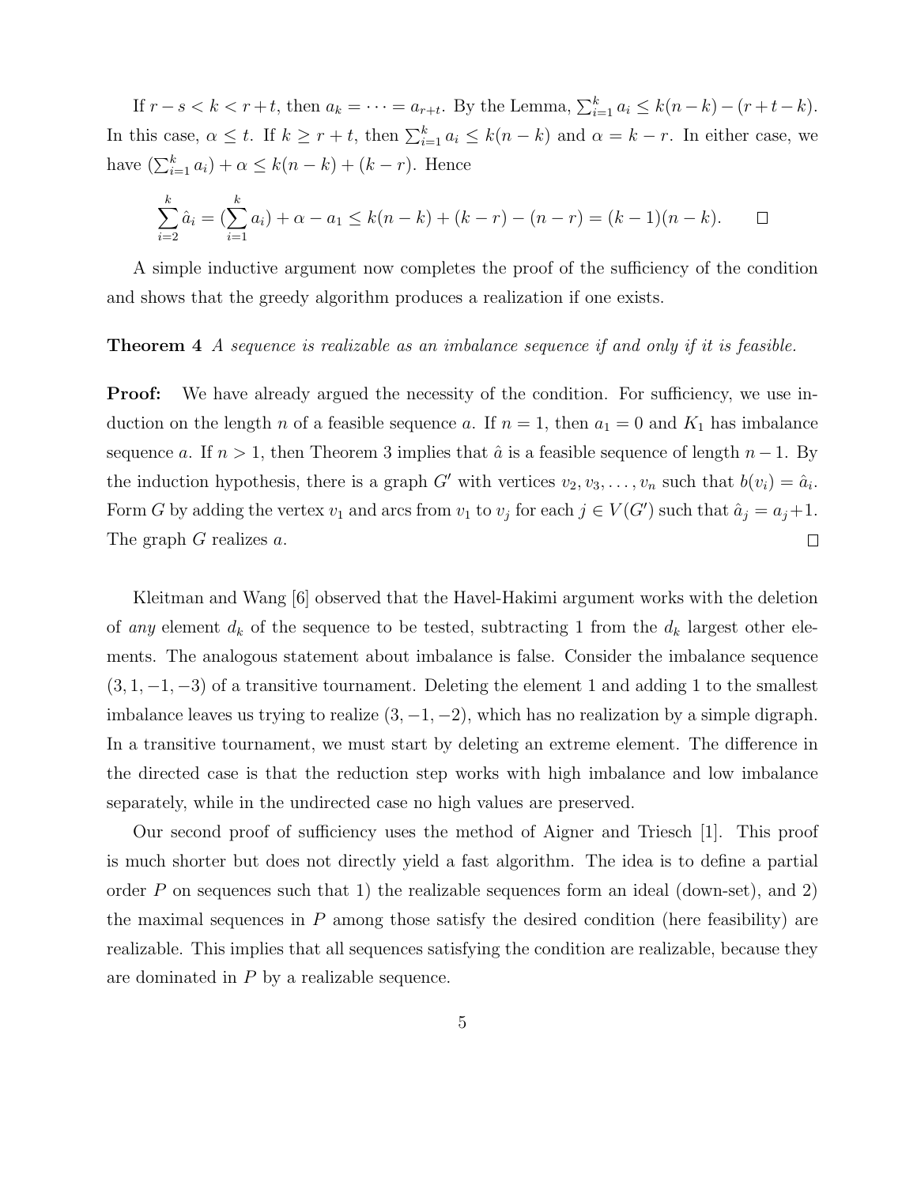If $r - s < k < r + t$, then $a_k = \cdots = a_{r+t}$. By the Lemma, $\sum_{i=1}^{k} a_i \le k(n-k) - (r+t-k)$. In this case, $\alpha \le t$. If $k \ge r+t$, then $\sum_{i=1}^{k} a_i \le k(n-k)$ and $\alpha = k - r$. In either case, we have $(\sum_{i=1}^{k} a_i) + \alpha \le k(n-k) + (k-r)$. Hence

$$\sum_{i=2}^{k} \hat{a}_i = (\sum_{i=1}^{k} a_i) + \alpha - a_1 \le k(n-k) + (k-r) - (n-r) = (k-1)(n-k). \qquad \square$$

A simple inductive argument now completes the proof of the sufficiency of the condition and shows that the greedy algorithm produces a realization if one exists.

**Theorem 4** *A sequence is realizable as an imbalance sequence if and only if it is feasible.*

**Proof:** We have already argued the necessity of the condition. For sufficiency, we use induction on the length $n$ of a feasible sequence $a$. If $n = 1$, then $a_1 = 0$ and $K_1$ has imbalance sequence $a$. If $n > 1$, then Theorem 3 implies that $\hat{a}$ is a feasible sequence of length $n-1$. By the induction hypothesis, there is a graph $G'$ with vertices $v_2, v_3, \ldots, v_n$ such that $b(v_i) = \hat{a}_i$. Form $G$ by adding the vertex $v_1$ and arcs from $v_1$ to $v_j$ for each $j \in V(G')$ such that $\hat{a}_j = a_j + 1$. The graph $G$ realizes $a$. $\square$

Kleitman and Wang [6] observed that the Havel-Hakimi argument works with the deletion of *any* element $d_k$ of the sequence to be tested, subtracting 1 from the $d_k$ largest other elements. The analogous statement about imbalance is false. Consider the imbalance sequence $(3, 1, -1, -3)$ of a transitive tournament. Deleting the element 1 and adding 1 to the smallest imbalance leaves us trying to realize $(3, -1, -2)$, which has no realization by a simple digraph. In a transitive tournament, we must start by deleting an extreme element. The difference in the directed case is that the reduction step works with high imbalance and low imbalance separately, while in the undirected case no high values are preserved.

Our second proof of sufficiency uses the method of Aigner and Triesch [1]. This proof is much shorter but does not directly yield a fast algorithm. The idea is to define a partial order $P$ on sequences such that 1) the realizable sequences form an ideal (down-set), and 2) the maximal sequences in $P$ among those satisfy the desired condition (here feasibility) are realizable. This implies that all sequences satisfying the condition are realizable, because they are dominated in $P$ by a realizable sequence.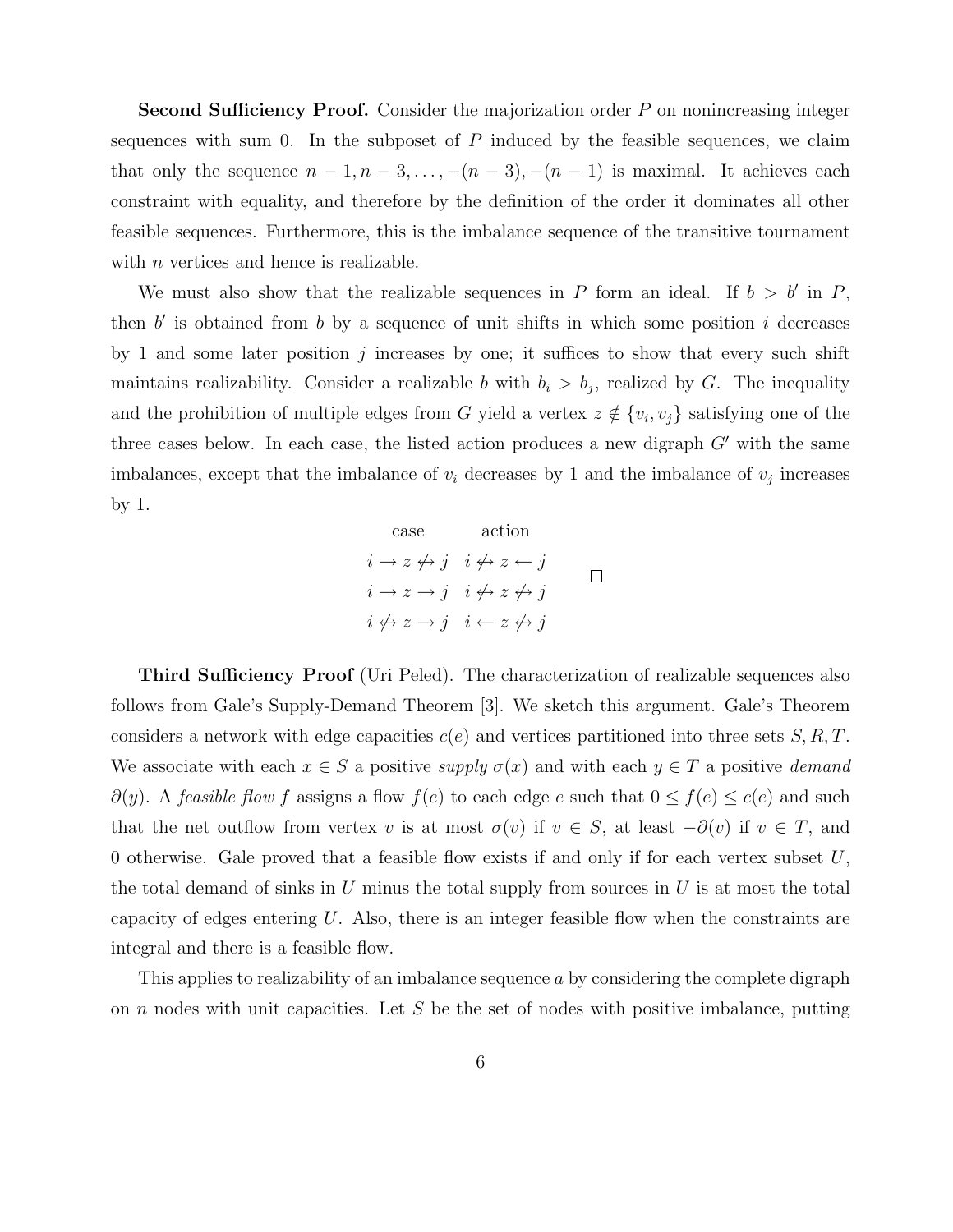**Second Sufficiency Proof.** Consider the majorization order $P$ on nonincreasing integer sequences with sum 0. In the subposet of $P$ induced by the feasible sequences, we claim that only the sequence $n-1, n-3, \ldots, -(n-3), -(n-1)$ is maximal. It achieves each constraint with equality, and therefore by the definition of the order it dominates all other feasible sequences. Furthermore, this is the imbalance sequence of the transitive tournament with $n$ vertices and hence is realizable.

We must also show that the realizable sequences in $P$ form an ideal. If $b > b'$ in $P$, then $b'$ is obtained from $b$ by a sequence of unit shifts in which some position $i$ decreases by 1 and some later position $j$ increases by one; it suffices to show that every such shift maintains realizability. Consider a realizable $b$ with $b_i > b_j$, realized by $G$. The inequality and the prohibition of multiple edges from $G$ yield a vertex $z \notin \{v_i, v_j\}$ satisfying one of the three cases below. In each case, the listed action produces a new digraph $G'$ with the same imbalances, except that the imbalance of $v_i$ decreases by 1 and the imbalance of $v_j$ increases by 1.

| case | action |
|---|---|
| $i \to z \not\leftrightarrow j$ | $i \not\leftrightarrow z \leftarrow j$ |
| $i \to z \to j$ | $i \not\leftrightarrow z \not\leftrightarrow j$ |
| $i \not\leftrightarrow z \to j$ | $i \leftarrow z \not\leftrightarrow j$ |

□

**Third Sufficiency Proof** (Uri Peled). The characterization of realizable sequences also follows from Gale's Supply-Demand Theorem [3]. We sketch this argument. Gale's Theorem considers a network with edge capacities $c(e)$ and vertices partitioned into three sets $S, R, T$. We associate with each $x \in S$ a positive *supply* $\sigma(x)$ and with each $y \in T$ a positive *demand* $\partial(y)$. A *feasible flow* $f$ assigns a flow $f(e)$ to each edge $e$ such that $0 \le f(e) \le c(e)$ and such that the net outflow from vertex $v$ is at most $\sigma(v)$ if $v \in S$, at least $-\partial(v)$ if $v \in T$, and 0 otherwise. Gale proved that a feasible flow exists if and only if for each vertex subset $U$, the total demand of sinks in $U$ minus the total supply from sources in $U$ is at most the total capacity of edges entering $U$. Also, there is an integer feasible flow when the constraints are integral and there is a feasible flow.

This applies to realizability of an imbalance sequence $a$ by considering the complete digraph on $n$ nodes with unit capacities. Let $S$ be the set of nodes with positive imbalance, putting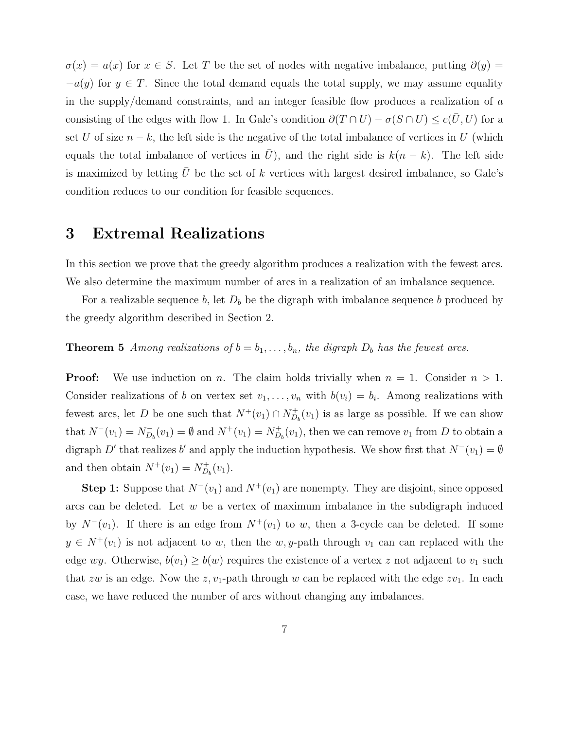$\sigma(x) = a(x)$ for $x \in S$. Let $T$ be the set of nodes with negative imbalance, putting $\partial(y) = -a(y)$ for $y \in T$. Since the total demand equals the total supply, we may assume equality in the supply/demand constraints, and an integer feasible flow produces a realization of $a$ consisting of the edges with flow 1. In Gale's condition $\partial(T \cap U) - \sigma(S \cap U) \leq c(\bar{U}, U)$ for a set $U$ of size $n - k$, the left side is the negative of the total imbalance of vertices in $U$ (which equals the total imbalance of vertices in $\bar{U}$), and the right side is $k(n-k)$. The left side is maximized by letting $\bar{U}$ be the set of $k$ vertices with largest desired imbalance, so Gale's condition reduces to our condition for feasible sequences.

# 3 Extremal Realizations

In this section we prove that the greedy algorithm produces a realization with the fewest arcs. We also determine the maximum number of arcs in a realization of an imbalance sequence.

For a realizable sequence $b$, let $D_b$ be the digraph with imbalance sequence $b$ produced by the greedy algorithm described in Section 2.

**Theorem 5** *Among realizations of $b = b_1, \ldots, b_n$, the digraph $D_b$ has the fewest arcs.*

**Proof:** We use induction on $n$. The claim holds trivially when $n = 1$. Consider $n > 1$. Consider realizations of $b$ on vertex set $v_1, \ldots, v_n$ with $b(v_i) = b_i$. Among realizations with fewest arcs, let $D$ be one such that $N^+(v_1) \cap N^+_{D_b}(v_1)$ is as large as possible. If we can show that $N^-(v_1) = N^-_{D_b}(v_1) = \emptyset$ and $N^+(v_1) = N^+_{D_b}(v_1)$, then we can remove $v_1$ from $D$ to obtain a digraph $D'$ that realizes $b'$ and apply the induction hypothesis. We show first that $N^-(v_1) = \emptyset$ and then obtain $N^+(v_1) = N^+_{D_b}(v_1)$.

**Step 1:** Suppose that $N^-(v_1)$ and $N^+(v_1)$ are nonempty. They are disjoint, since opposed arcs can be deleted. Let $w$ be a vertex of maximum imbalance in the subdigraph induced by $N^-(v_1)$. If there is an edge from $N^+(v_1)$ to $w$, then a 3-cycle can be deleted. If some $y \in N^+(v_1)$ is not adjacent to $w$, then the $w, y$-path through $v_1$ can can replaced with the edge $wy$. Otherwise, $b(v_1) \geq b(w)$ requires the existence of a vertex $z$ not adjacent to $v_1$ such that $zw$ is an edge. Now the $z, v_1$-path through $w$ can be replaced with the edge $zv_1$. In each case, we have reduced the number of arcs without changing any imbalances.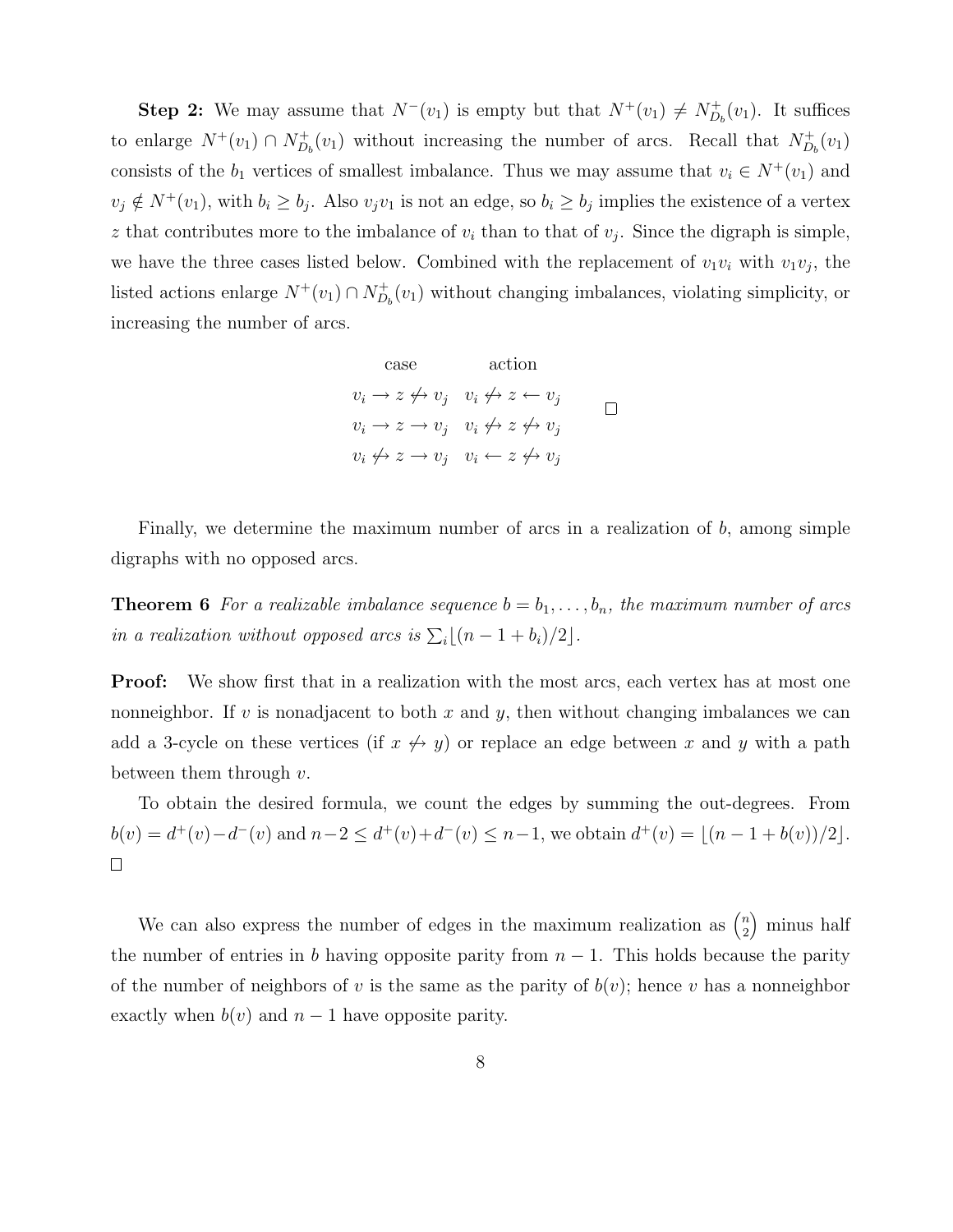**Step 2:** We may assume that $N^-(v_1)$ is empty but that $N^+(v_1) \neq N^+_{D_b}(v_1)$. It suffices to enlarge $N^+(v_1) \cap N^+_{D_b}(v_1)$ without increasing the number of arcs. Recall that $N^+_{D_b}(v_1)$ consists of the $b_1$ vertices of smallest imbalance. Thus we may assume that $v_i \in N^+(v_1)$ and $v_j \notin N^+(v_1)$, with $b_i \geq b_j$. Also $v_j v_1$ is not an edge, so $b_i \geq b_j$ implies the existence of a vertex $z$ that contributes more to the imbalance of $v_i$ than to that of $v_j$. Since the digraph is simple, we have the three cases listed below. Combined with the replacement of $v_1 v_i$ with $v_1 v_j$, the listed actions enlarge $N^+(v_1) \cap N^+_{D_b}(v_1)$ without changing imbalances, violating simplicity, or increasing the number of arcs.

| case | action |
|---|---|
| $v_i \to z \not\leftrightarrow v_j$ | $v_i \not\leftrightarrow z \leftarrow v_j$ |
| $v_i \to z \to v_j$ | $v_i \not\leftrightarrow z \not\leftrightarrow v_j$ |
| $v_i \not\leftrightarrow z \to v_j$ | $v_i \leftarrow z \not\leftrightarrow v_j$ |

□

Finally, we determine the maximum number of arcs in a realization of $b$, among simple digraphs with no opposed arcs.

**Theorem 6** *For a realizable imbalance sequence $b = b_1, \ldots, b_n$, the maximum number of arcs in a realization without opposed arcs is $\sum_i \lfloor (n-1+b_i)/2 \rfloor$.*

**Proof:** We show first that in a realization with the most arcs, each vertex has at most one nonneighbor. If $v$ is nonadjacent to both $x$ and $y$, then without changing imbalances we can add a 3-cycle on these vertices (if $x \not\leftrightarrow y$) or replace an edge between $x$ and $y$ with a path between them through $v$.

To obtain the desired formula, we count the edges by summing the out-degrees. From $b(v) = d^+(v) - d^-(v)$ and $n-2 \leq d^+(v) + d^-(v) \leq n-1$, we obtain $d^+(v) = \lfloor (n-1+b(v))/2 \rfloor$. □

We can also express the number of edges in the maximum realization as $\binom{n}{2}$ minus half the number of entries in $b$ having opposite parity from $n-1$. This holds because the parity of the number of neighbors of $v$ is the same as the parity of $b(v)$; hence $v$ has a nonneighbor exactly when $b(v)$ and $n-1$ have opposite parity.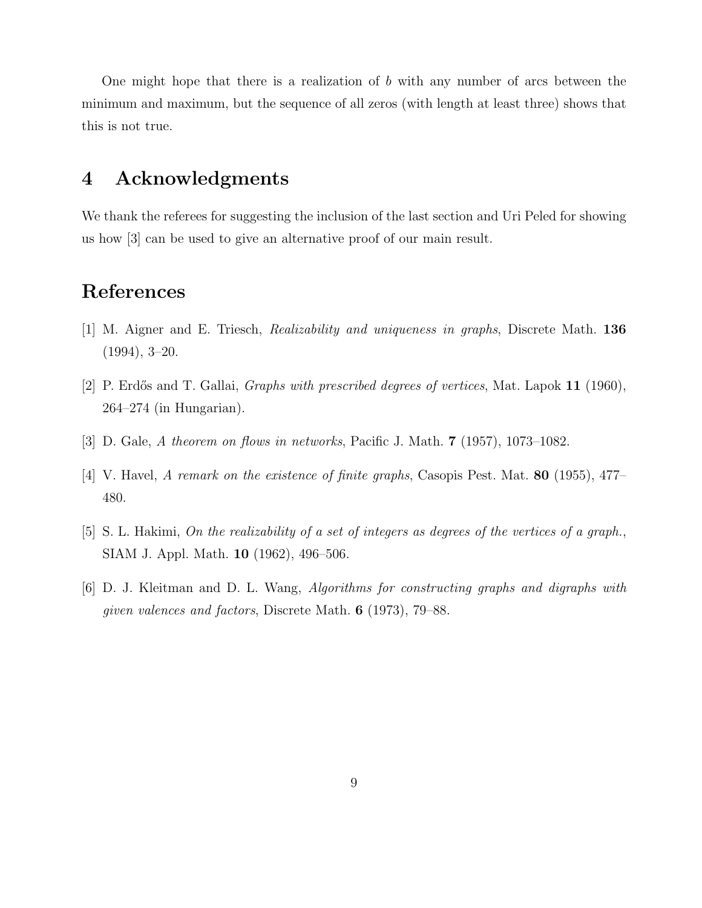One might hope that there is a realization of $b$ with any number of arcs between the minimum and maximum, but the sequence of all zeros (with length at least three) shows that this is not true.

## 4 Acknowledgments

We thank the referees for suggesting the inclusion of the last section and Uri Peled for showing us how [3] can be used to give an alternative proof of our main result.

## References

[1] M. Aigner and E. Triesch, *Realizability and uniqueness in graphs*, Discrete Math. **136** (1994), 3–20.

[2] P. Erdős and T. Gallai, *Graphs with prescribed degrees of vertices*, Mat. Lapok **11** (1960), 264–274 (in Hungarian).

[3] D. Gale, *A theorem on flows in networks*, Pacific J. Math. **7** (1957), 1073–1082.

[4] V. Havel, *A remark on the existence of finite graphs*, Casopis Pest. Mat. **80** (1955), 477–480.

[5] S. L. Hakimi, *On the realizability of a set of integers as degrees of the vertices of a graph.*, SIAM J. Appl. Math. **10** (1962), 496–506.

[6] D. J. Kleitman and D. L. Wang, *Algorithms for constructing graphs and digraphs with given valences and factors*, Discrete Math. **6** (1973), 79–88.